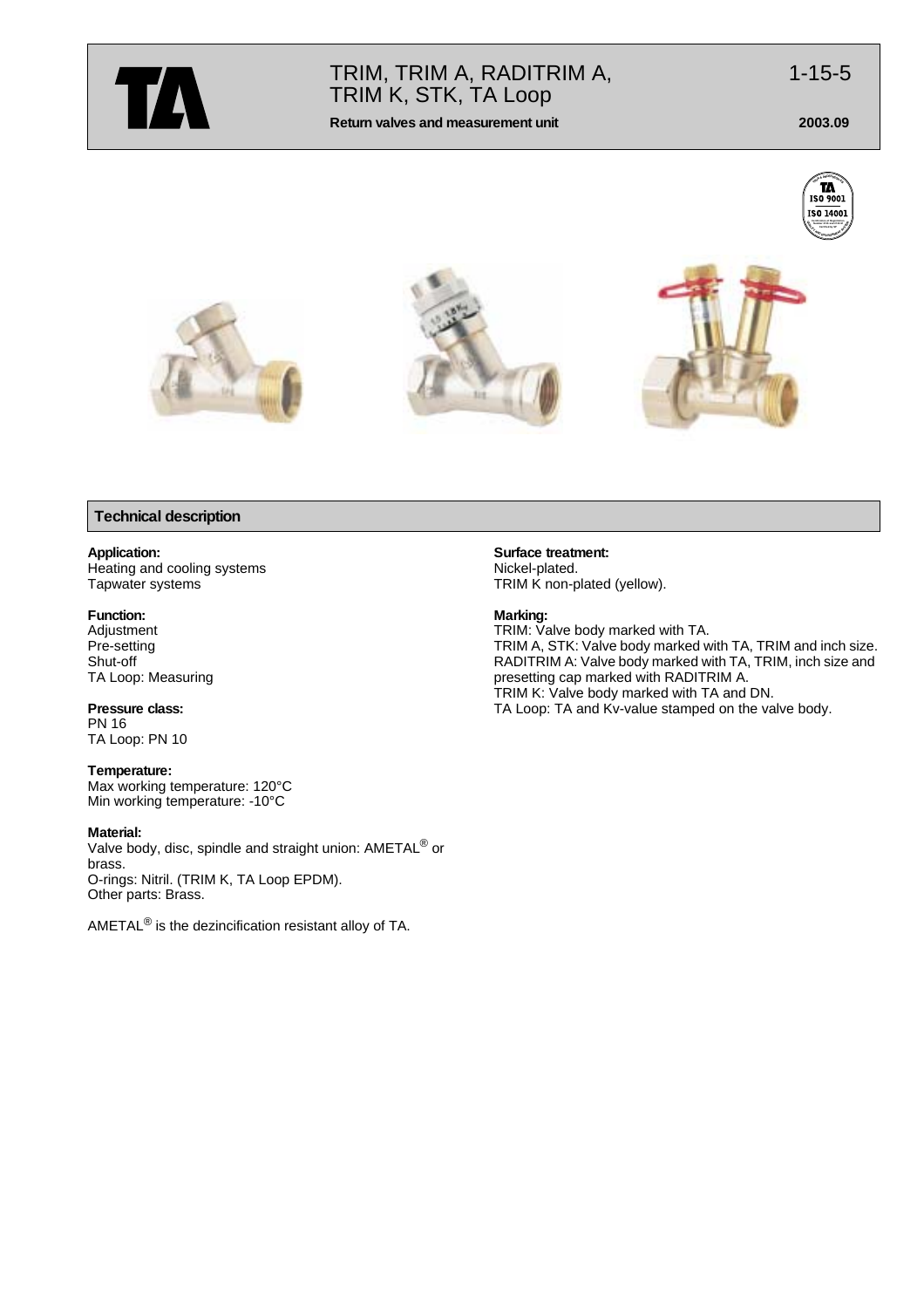# TRIM, TRIM A, RADITRIM A, TRIM K, STK, TA Loop

**Return valves and measurement unit**

1-15-5

**2003.09**

## Technical description

**Application:**
Heating and cooling systems
Tapwater systems

**Function:**
Adjustment
Pre-setting
Shut-off
TA Loop: Measuring

**Pressure class:**
PN 16
TA Loop: PN 10

**Temperature:**
Max working temperature: 120°C
Min working temperature: -10°C

**Material:**
Valve body, disc, spindle and straight union: AMETAL® or brass.
O-rings: Nitril. (TRIM K, TA Loop EPDM).
Other parts: Brass.

AMETAL® is the dezincification resistant alloy of TA.

**Surface treatment:**
Nickel-plated.
TRIM K non-plated (yellow).

**Marking:**
TRIM: Valve body marked with TA.
TRIM A, STK: Valve body marked with TA, TRIM and inch size.
RADITRIM A: Valve body marked with TA, TRIM, inch size and presetting cap marked with RADITRIM A.
TRIM K: Valve body marked with TA and DN.
TA Loop: TA and Kv-value stamped on the valve body.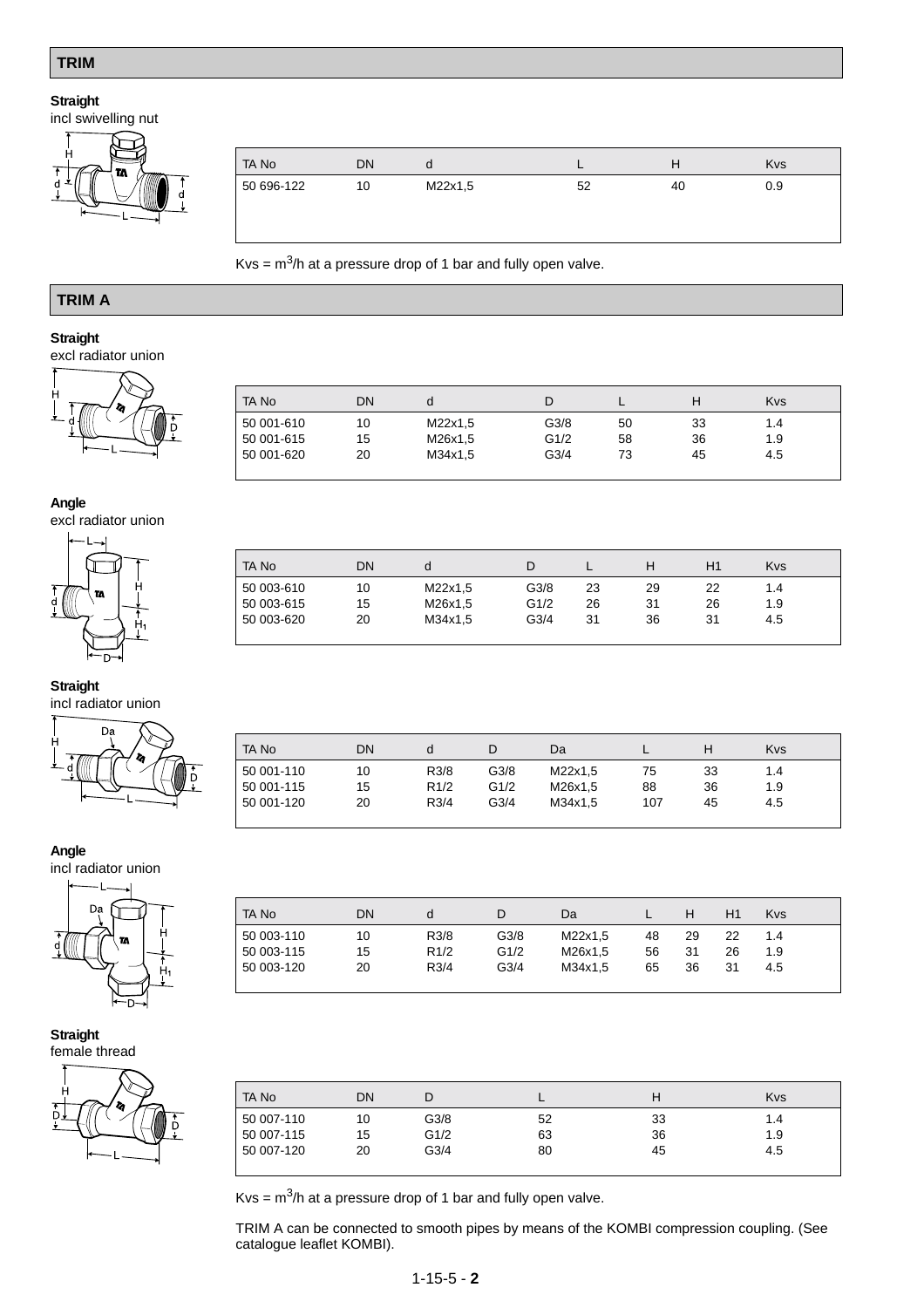## TRIM

**Straight**
incl swivelling nut

| TA No | DN | d | L | H | Kvs |
|---|---|---|---|---|---|
| 50 696-122 | 10 | M22x1,5 | 52 | 40 | 0.9 |

Kvs = $m^3$/h at a pressure drop of 1 bar and fully open valve.

## TRIM A

**Straight**
excl radiator union

| TA No | DN | d | D | L | H | Kvs |
|---|---|---|---|---|---|---|
| 50 001-610 | 10 | M22x1,5 | G3/8 | 50 | 33 | 1.4 |
| 50 001-615 | 15 | M26x1,5 | G1/2 | 58 | 36 | 1.9 |
| 50 001-620 | 20 | M34x1,5 | G3/4 | 73 | 45 | 4.5 |

**Angle**
excl radiator union

| TA No | DN | d | D | L | H | H1 | Kvs |
|---|---|---|---|---|---|---|---|
| 50 003-610 | 10 | M22x1,5 | G3/8 | 23 | 29 | 22 | 1.4 |
| 50 003-615 | 15 | M26x1,5 | G1/2 | 26 | 31 | 26 | 1.9 |
| 50 003-620 | 20 | M34x1,5 | G3/4 | 31 | 36 | 31 | 4.5 |

**Straight**
incl radiator union

| TA No | DN | d | D | Da | L | H | Kvs |
|---|---|---|---|---|---|---|---|
| 50 001-110 | 10 | R3/8 | G3/8 | M22x1,5 | 75 | 33 | 1.4 |
| 50 001-115 | 15 | R1/2 | G1/2 | M26x1,5 | 88 | 36 | 1.9 |
| 50 001-120 | 20 | R3/4 | G3/4 | M34x1,5 | 107 | 45 | 4.5 |

**Angle**
incl radiator union

| TA No | DN | d | D | Da | L | H | H1 | Kvs |
|---|---|---|---|---|---|---|---|---|
| 50 003-110 | 10 | R3/8 | G3/8 | M22x1,5 | 48 | 29 | 22 | 1.4 |
| 50 003-115 | 15 | R1/2 | G1/2 | M26x1,5 | 56 | 31 | 26 | 1.9 |
| 50 003-120 | 20 | R3/4 | G3/4 | M34x1,5 | 65 | 36 | 31 | 4.5 |

**Straight**
female thread

| TA No | DN | D | L | H | Kvs |
|---|---|---|---|---|---|
| 50 007-110 | 10 | G3/8 | 52 | 33 | 1.4 |
| 50 007-115 | 15 | G1/2 | 63 | 36 | 1.9 |
| 50 007-120 | 20 | G3/4 | 80 | 45 | 4.5 |

Kvs = $m^3$/h at a pressure drop of 1 bar and fully open valve.

TRIM A can be connected to smooth pipes by means of the KOMBI compression coupling. (See catalogue leaflet KOMBI).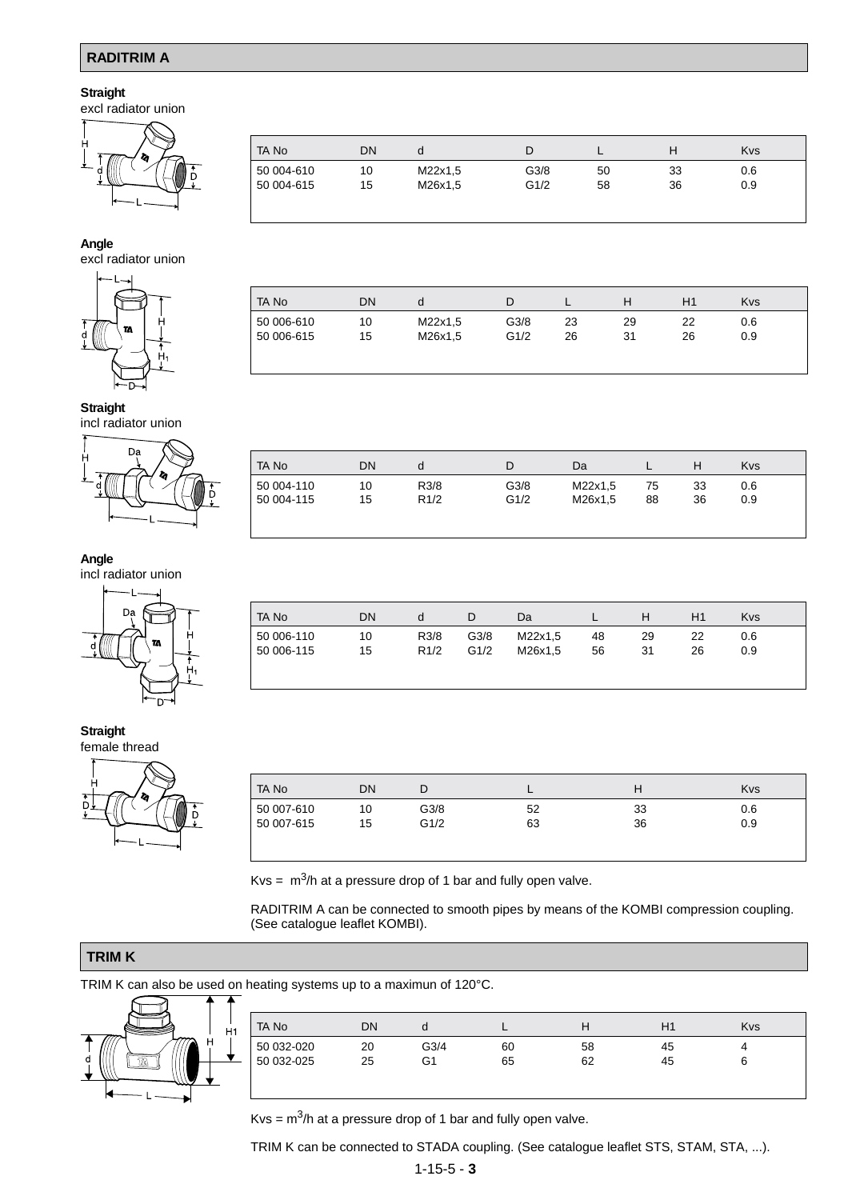## RADITRIM A

**Straight**
excl radiator union

| TA No | DN | d | D | L | H | Kvs |
|---|---|---|---|---|---|---|
| 50 004-610 | 10 | M22x1,5 | G3/8 | 50 | 33 | 0.6 |
| 50 004-615 | 15 | M26x1,5 | G1/2 | 58 | 36 | 0.9 |

**Angle**
excl radiator union

| TA No | DN | d | D | L | H | H1 | Kvs |
|---|---|---|---|---|---|---|---|
| 50 006-610 | 10 | M22x1,5 | G3/8 | 23 | 29 | 22 | 0.6 |
| 50 006-615 | 15 | M26x1,5 | G1/2 | 26 | 31 | 26 | 0.9 |

**Straight**
incl radiator union

| TA No | DN | d | D | Da | L | H | Kvs |
|---|---|---|---|---|---|---|---|
| 50 004-110 | 10 | R3/8 | G3/8 | M22x1,5 | 75 | 33 | 0.6 |
| 50 004-115 | 15 | R1/2 | G1/2 | M26x1,5 | 88 | 36 | 0.9 |

**Angle**
incl radiator union

| TA No | DN | d | D | Da | L | H | H1 | Kvs |
|---|---|---|---|---|---|---|---|---|
| 50 006-110 | 10 | R3/8 | G3/8 | M22x1,5 | 48 | 29 | 22 | 0.6 |
| 50 006-115 | 15 | R1/2 | G1/2 | M26x1,5 | 56 | 31 | 26 | 0.9 |

**Straight**
female thread

| TA No | DN | D | L | H | Kvs |
|---|---|---|---|---|---|
| 50 007-610 | 10 | G3/8 | 52 | 33 | 0.6 |
| 50 007-615 | 15 | G1/2 | 63 | 36 | 0.9 |

Kvs = $m^3$/h at a pressure drop of 1 bar and fully open valve.

RADITRIM A can be connected to smooth pipes by means of the KOMBI compression coupling. (See catalogue leaflet KOMBI).

## TRIM K

TRIM K can also be used on heating systems up to a maximun of 120°C.

| TA No | DN | d | L | H | H1 | Kvs |
|---|---|---|---|---|---|---|
| 50 032-020 | 20 | G3/4 | 60 | 58 | 45 | 4 |
| 50 032-025 | 25 | G1 | 65 | 62 | 45 | 6 |

Kvs = $m^3$/h at a pressure drop of 1 bar and fully open valve.

TRIM K can be connected to STADA coupling. (See catalogue leaflet STS, STAM, STA, ...).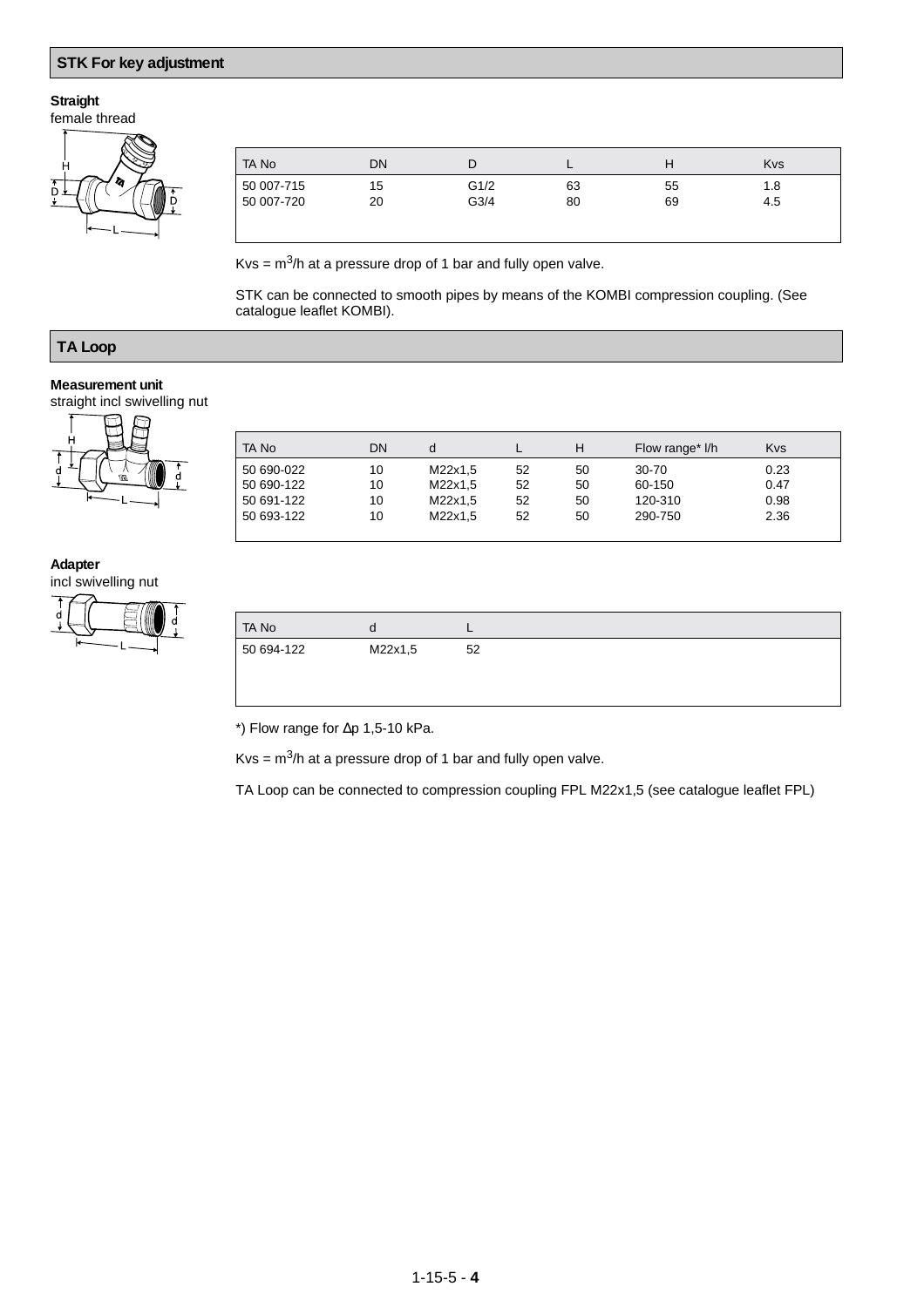## STK For key adjustment

**Straight**
female thread

| TA No | DN | D | L | H | Kvs |
|---|---|---|---|---|---|
| 50 007-715 | 15 | G1/2 | 63 | 55 | 1.8 |
| 50 007-720 | 20 | G3/4 | 80 | 69 | 4.5 |

Kvs = m$^3$/h at a pressure drop of 1 bar and fully open valve.

STK can be connected to smooth pipes by means of the KOMBI compression coupling. (See catalogue leaflet KOMBI).

## TA Loop

**Measurement unit**
straight incl swivelling nut

| TA No | DN | d | L | H | Flow range* l/h | Kvs |
|---|---|---|---|---|---|---|
| 50 690-022 | 10 | M22x1,5 | 52 | 50 | 30-70 | 0.23 |
| 50 690-122 | 10 | M22x1,5 | 52 | 50 | 60-150 | 0.47 |
| 50 691-122 | 10 | M22x1,5 | 52 | 50 | 120-310 | 0.98 |
| 50 693-122 | 10 | M22x1,5 | 52 | 50 | 290-750 | 2.36 |

**Adapter**
incl swivelling nut

| TA No | d | L |
|---|---|---|
| 50 694-122 | M22x1,5 | 52 |

*) Flow range for Δp 1,5-10 kPa.

Kvs = m$^3$/h at a pressure drop of 1 bar and fully open valve.

TA Loop can be connected to compression coupling FPL M22x1,5 (see catalogue leaflet FPL)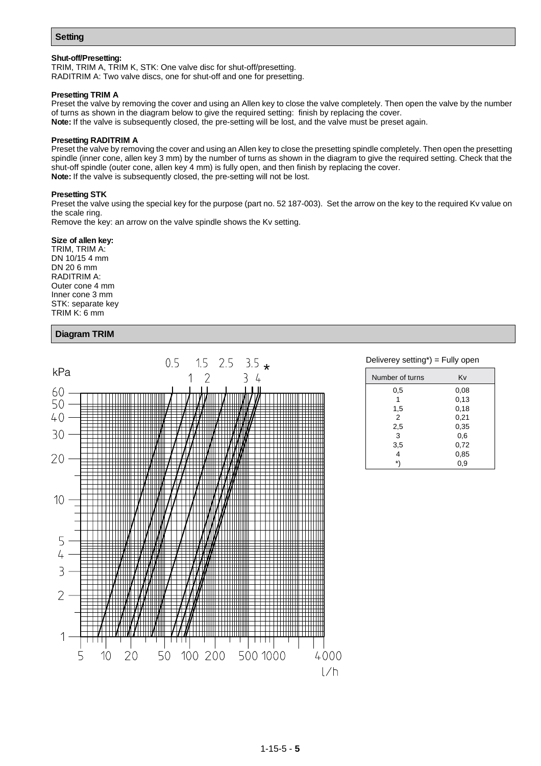## Setting

**Shut-off/Presetting:**
TRIM, TRIM A, TRIM K, STK: One valve disc for shut-off/presetting.
RADITRIM A: Two valve discs, one for shut-off and one for presetting.

**Presetting TRIM A**
Preset the valve by removing the cover and using an Allen key to close the valve completely. Then open the valve by the number of turns as shown in the diagram below to give the required setting: finish by replacing the cover.
**Note:** If the valve is subsequently closed, the pre-setting will be lost, and the valve must be preset again.

**Presetting RADITRIM A**
Preset the valve by removing the cover and using an Allen key to close the presetting spindle completely. Then open the presetting spindle (inner cone, allen key 3 mm) by the number of turns as shown in the diagram to give the required setting. Check that the shut-off spindle (outer cone, allen key 4 mm) is fully open, and then finish by replacing the cover.
**Note:** If the valve is subsequently closed, the pre-setting will not be lost.

**Presetting STK**
Preset the valve using the special key for the purpose (part no. 52 187-003). Set the arrow on the key to the required Kv value on the scale ring.
Remove the key: an arrow on the valve spindle shows the Kv setting.

**Size of allen key:**
TRIM, TRIM A:
DN 10/15 4 mm
DN 20 6 mm
RADITRIM A:
Outer cone 4 mm
Inner cone 3 mm
STK: separate key
TRIM K: 6 mm

## Diagram TRIM

Deliverey setting*) = Fully open

| Number of turns | Kv |
|---|---|
| 0,5 | 0,08 |
| 1 | 0,13 |
| 1,5 | 0,18 |
| 2 | 0,21 |
| 2,5 | 0,35 |
| 3 | 0,6 |
| 3,5 | 0,72 |
| 4 | 0,85 |
| *) | 0,9 |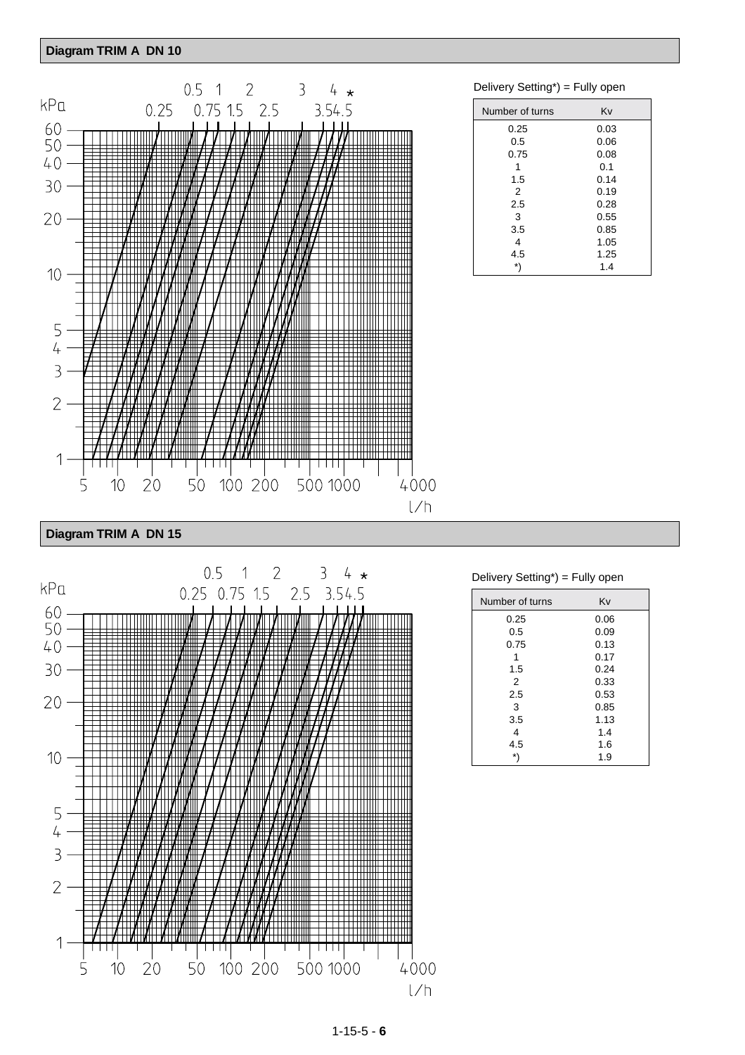## Diagram TRIM A DN 10

Delivery Setting*) = Fully open

| Number of turns | Kv |
| --- | --- |
| 0.25 | 0.03 |
| 0.5 | 0.06 |
| 0.75 | 0.08 |
| 1 | 0.1 |
| 1.5 | 0.14 |
| 2 | 0.19 |
| 2.5 | 0.28 |
| 3 | 0.55 |
| 3.5 | 0.85 |
| 4 | 1.05 |
| 4.5 | 1.25 |
| *) | 1.4 |

## Diagram TRIM A DN 15

Delivery Setting*) = Fully open

| Number of turns | Kv |
| --- | --- |
| 0.25 | 0.06 |
| 0.5 | 0.09 |
| 0.75 | 0.13 |
| 1 | 0.17 |
| 1.5 | 0.24 |
| 2 | 0.33 |
| 2.5 | 0.53 |
| 3 | 0.85 |
| 3.5 | 1.13 |
| 4 | 1.4 |
| 4.5 | 1.6 |
| *) | 1.9 |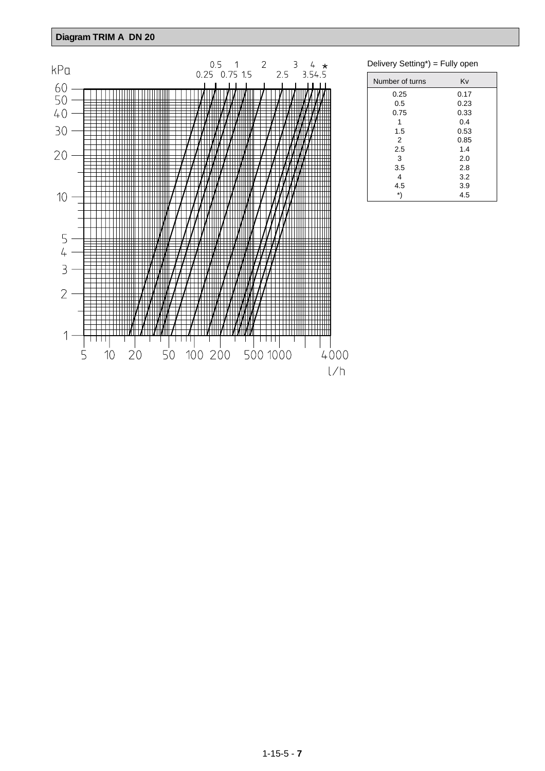## Diagram TRIM A DN 20

kPa

0.5 1 2 3 4 *
0.25 0.75 1.5 2.5 3.5 4.5

60
50
40
30
20
10
5
4
3
2
1

5 10 20 50 100 200 500 1000 4000
l/h

Delivery Setting*) = Fully open

| Number of turns | Kv |
|---|---|
| 0.25 | 0.17 |
| 0.5 | 0.23 |
| 0.75 | 0.33 |
| 1 | 0.4 |
| 1.5 | 0.53 |
| 2 | 0.85 |
| 2.5 | 1.4 |
| 3 | 2.0 |
| 3.5 | 2.8 |
| 4 | 3.2 |
| 4.5 | 3.9 |
| *) | 4.5 |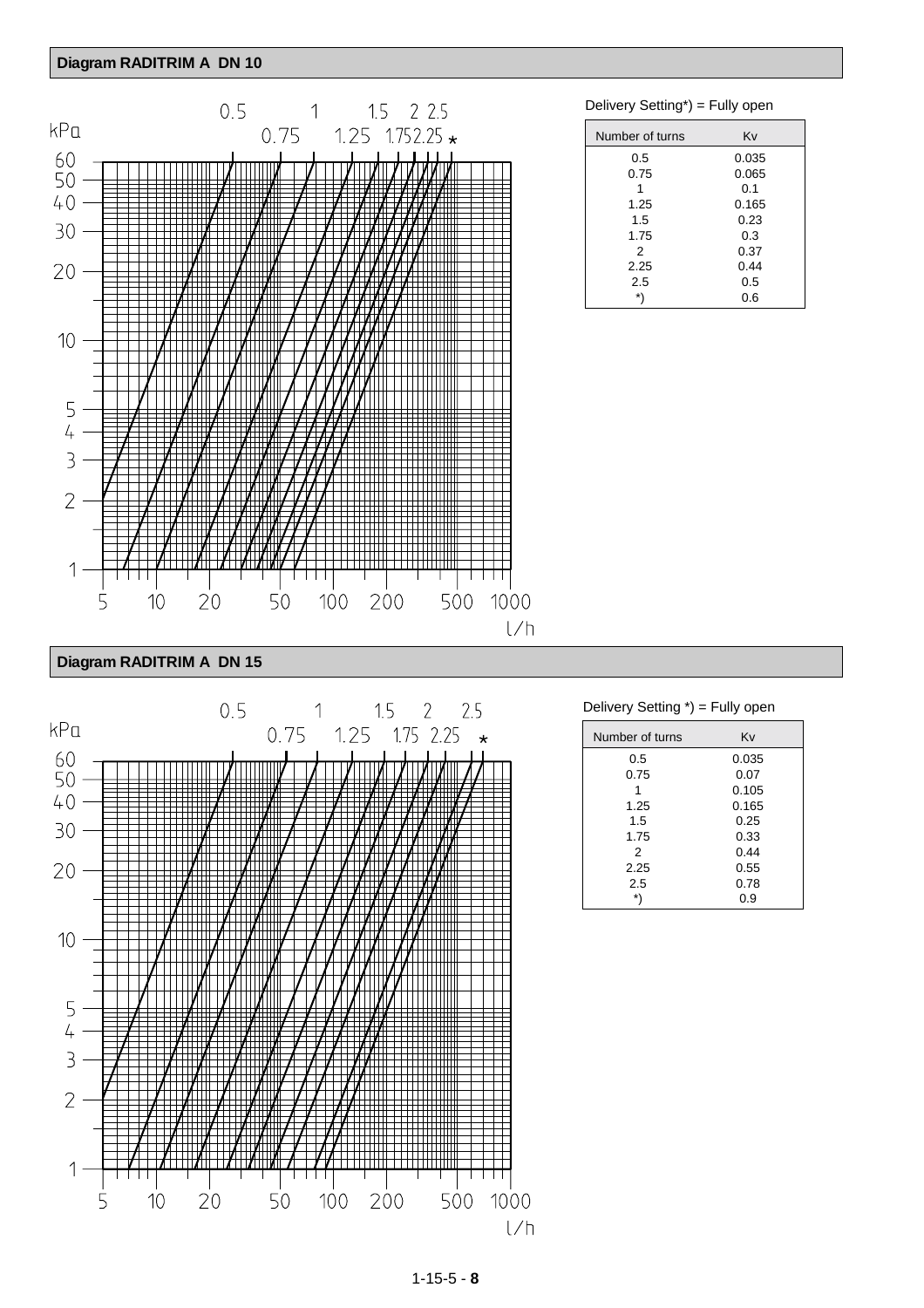## Diagram RADITRIM A DN 10

Delivery Setting*) = Fully open

| Number of turns | Kv |
| --- | --- |
| 0.5 | 0.035 |
| 0.75 | 0.065 |
| 1 | 0.1 |
| 1.25 | 0.165 |
| 1.5 | 0.23 |
| 1.75 | 0.3 |
| 2 | 0.37 |
| 2.25 | 0.44 |
| 2.5 | 0.5 |
| *) | 0.6 |

## Diagram RADITRIM A DN 15

Delivery Setting *) = Fully open

| Number of turns | Kv |
| --- | --- |
| 0.5 | 0.035 |
| 0.75 | 0.07 |
| 1 | 0.105 |
| 1.25 | 0.165 |
| 1.5 | 0.25 |
| 1.75 | 0.33 |
| 2 | 0.44 |
| 2.25 | 0.55 |
| 2.5 | 0.78 |
| *) | 0.9 |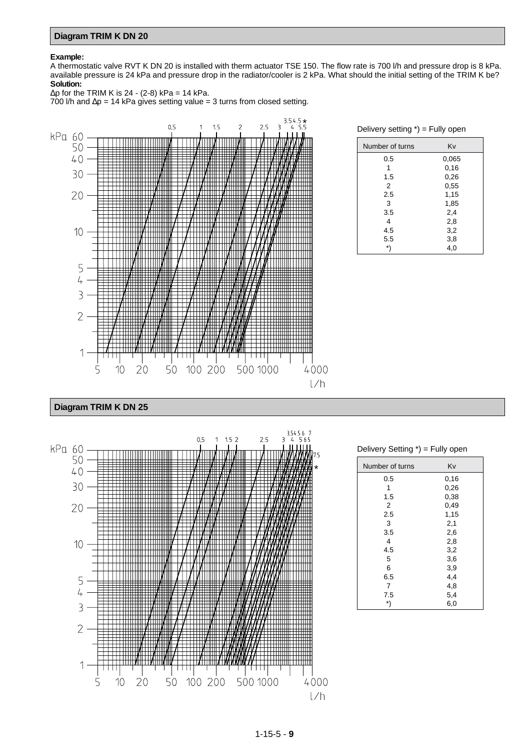## Diagram TRIM K DN 20

**Example:**
A thermostatic valve RVT K DN 20 is installed with therm actuator TSE 150. The flow rate is 700 l/h and pressure drop is 8 kPa. available pressure is 24 kPa and pressure drop in the radiator/cooler is 2 kPa. What should the initial setting of the TRIM K be?
**Solution:**
Δp for the TRIM K is 24 - (2-8) kPa = 14 kPa.
700 l/h and Δp = 14 kPa gives setting value = 3 turns from closed setting.

Delivery setting *) = Fully open

| Number of turns | Kv |
|---|---|
| 0.5 | 0,065 |
| 1 | 0,16 |
| 1.5 | 0,26 |
| 2 | 0,55 |
| 2.5 | 1,15 |
| 3 | 1,85 |
| 3.5 | 2,4 |
| 4 | 2,8 |
| 4.5 | 3,2 |
| 5.5 | 3,8 |
| *) | 4,0 |

## Diagram TRIM K DN 25

Delivery Setting *) = Fully open

| Number of turns | Kv |
|---|---|
| 0.5 | 0,16 |
| 1 | 0,26 |
| 1.5 | 0,38 |
| 2 | 0,49 |
| 2.5 | 1,15 |
| 3 | 2,1 |
| 3.5 | 2,6 |
| 4 | 2,8 |
| 4.5 | 3,2 |
| 5 | 3,6 |
| 6 | 3,9 |
| 6.5 | 4,4 |
| 7 | 4,8 |
| 7.5 | 5,4 |
| *) | 6,0 |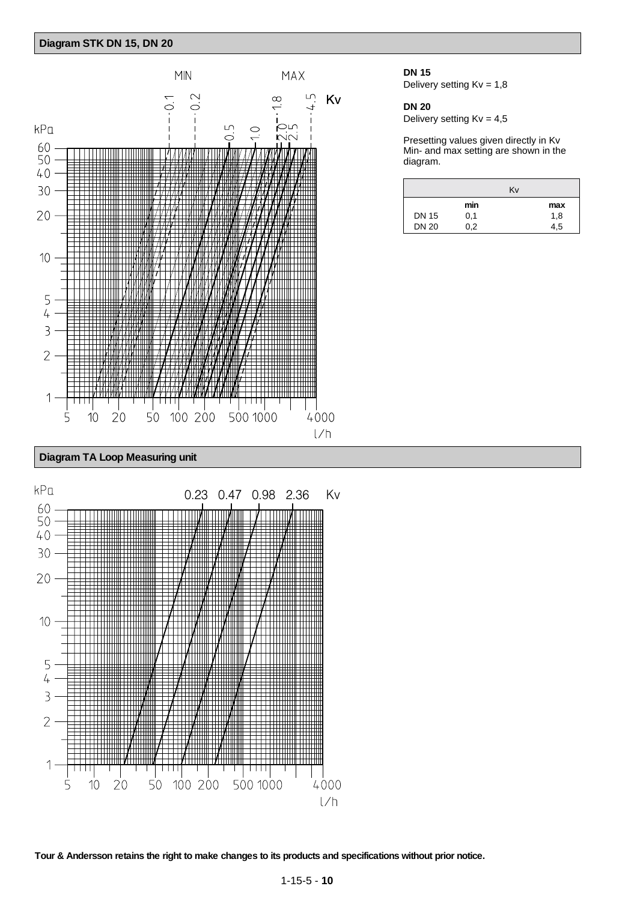## Diagram STK DN 15, DN 20

MIN MAX

Kv

0.1 0.2 0.5 1.0 1.8 2.0 2.5 4.5

kPa

60 50 40 30 20 10 5 4 3 2 1

5 10 20 50 100 200 500 1000 4000

l/h

**DN 15**
Delivery setting Kv = 1,8

**DN 20**
Delivery setting Kv = 4,5

Presetting values given directly in Kv
Min- and max setting are shown in the diagram.

| | Kv | |
|---|---|---|
| | **min** | **max** |
| DN 15 | 0,1 | 1,8 |
| DN 20 | 0,2 | 4,5 |

## Diagram TA Loop Measuring unit

kPa

0.23 0.47 0.98 2.36 Kv

60 50 40 30 20 10 5 4 3 2 1

5 10 20 50 100 200 500 1000 4000

l/h

**Tour & Andersson retains the right to make changes to its products and specifications without prior notice.**